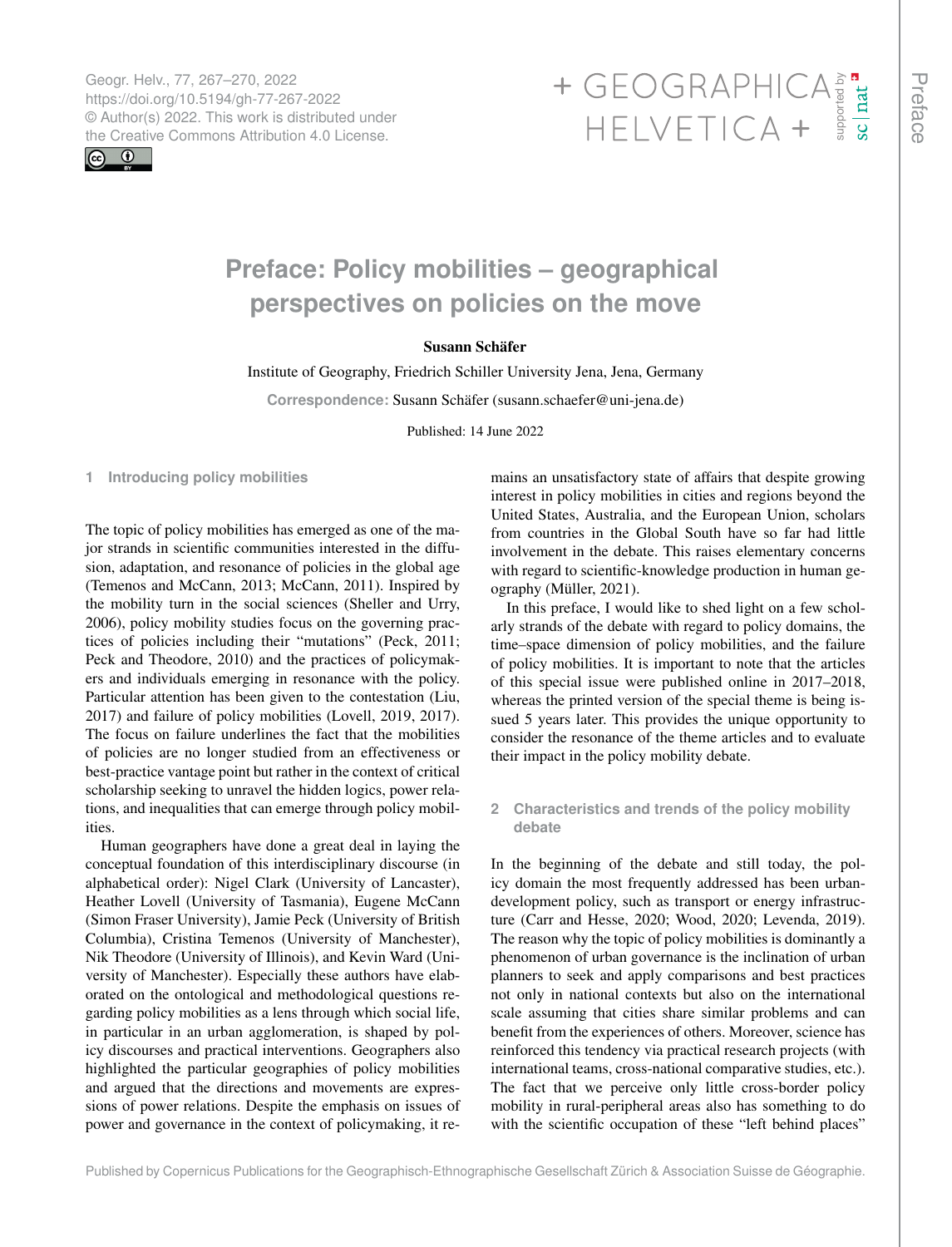# Preface: Policy mobilities – geographical perspectives on policies on the move

**Susann Schäfer**

Institute of Geography, Friedrich Schiller University Jena, Jena, Germany

**Correspondence:** Susann Schäfer (susann.schaefer@uni-jena.de)

Published: 14 June 2022

## 1 Introducing policy mobilities

The topic of policy mobilities has emerged as one of the major strands in scientific communities interested in the diffusion, adaptation, and resonance of policies in the global age (Temenos and McCann, 2013; McCann, 2011). Inspired by the mobility turn in the social sciences (Sheller and Urry, 2006), policy mobility studies focus on the governing practices of policies including their "mutations" (Peck, 2011; Peck and Theodore, 2010) and the practices of policymakers and individuals emerging in resonance with the policy. Particular attention has been given to the contestation (Liu, 2017) and failure of policy mobilities (Lovell, 2019, 2017). The focus on failure underlines the fact that the mobilities of policies are no longer studied from an effectiveness or best-practice vantage point but rather in the context of critical scholarship seeking to unravel the hidden logics, power relations, and inequalities that can emerge through policy mobilities.

Human geographers have done a great deal in laying the conceptual foundation of this interdisciplinary discourse (in alphabetical order): Nigel Clark (University of Lancaster), Heather Lovell (University of Tasmania), Eugene McCann (Simon Fraser University), Jamie Peck (University of British Columbia), Cristina Temenos (University of Manchester), Nik Theodore (University of Illinois), and Kevin Ward (University of Manchester). Especially these authors have elaborated on the ontological and methodological questions regarding policy mobilities as a lens through which social life, in particular in an urban agglomeration, is shaped by policy discourses and practical interventions. Geographers also highlighted the particular geographies of policy mobilities and argued that the directions and movements are expressions of power relations. Despite the emphasis on issues of power and governance in the context of policymaking, it remains an unsatisfactory state of affairs that despite growing interest in policy mobilities in cities and regions beyond the United States, Australia, and the European Union, scholars from countries in the Global South have so far had little involvement in the debate. This raises elementary concerns with regard to scientific-knowledge production in human geography (Müller, 2021).

In this preface, I would like to shed light on a few scholarly strands of the debate with regard to policy domains, the time–space dimension of policy mobilities, and the failure of policy mobilities. It is important to note that the articles of this special issue were published online in 2017–2018, whereas the printed version of the special theme is being issued 5 years later. This provides the unique opportunity to consider the resonance of the theme articles and to evaluate their impact in the policy mobility debate.

## 2 Characteristics and trends of the policy mobility debate

In the beginning of the debate and still today, the policy domain the most frequently addressed has been urban-development policy, such as transport or energy infrastructure (Carr and Hesse, 2020; Wood, 2020; Levenda, 2019). The reason why the topic of policy mobilities is dominantly a phenomenon of urban governance is the inclination of urban planners to seek and apply comparisons and best practices not only in national contexts but also on the international scale assuming that cities share similar problems and can benefit from the experiences of others. Moreover, science has reinforced this tendency via practical research projects (with international teams, cross-national comparative studies, etc.). The fact that we perceive only little cross-border policy mobility in rural-peripheral areas also has something to do with the scientific occupation of these "left behind places"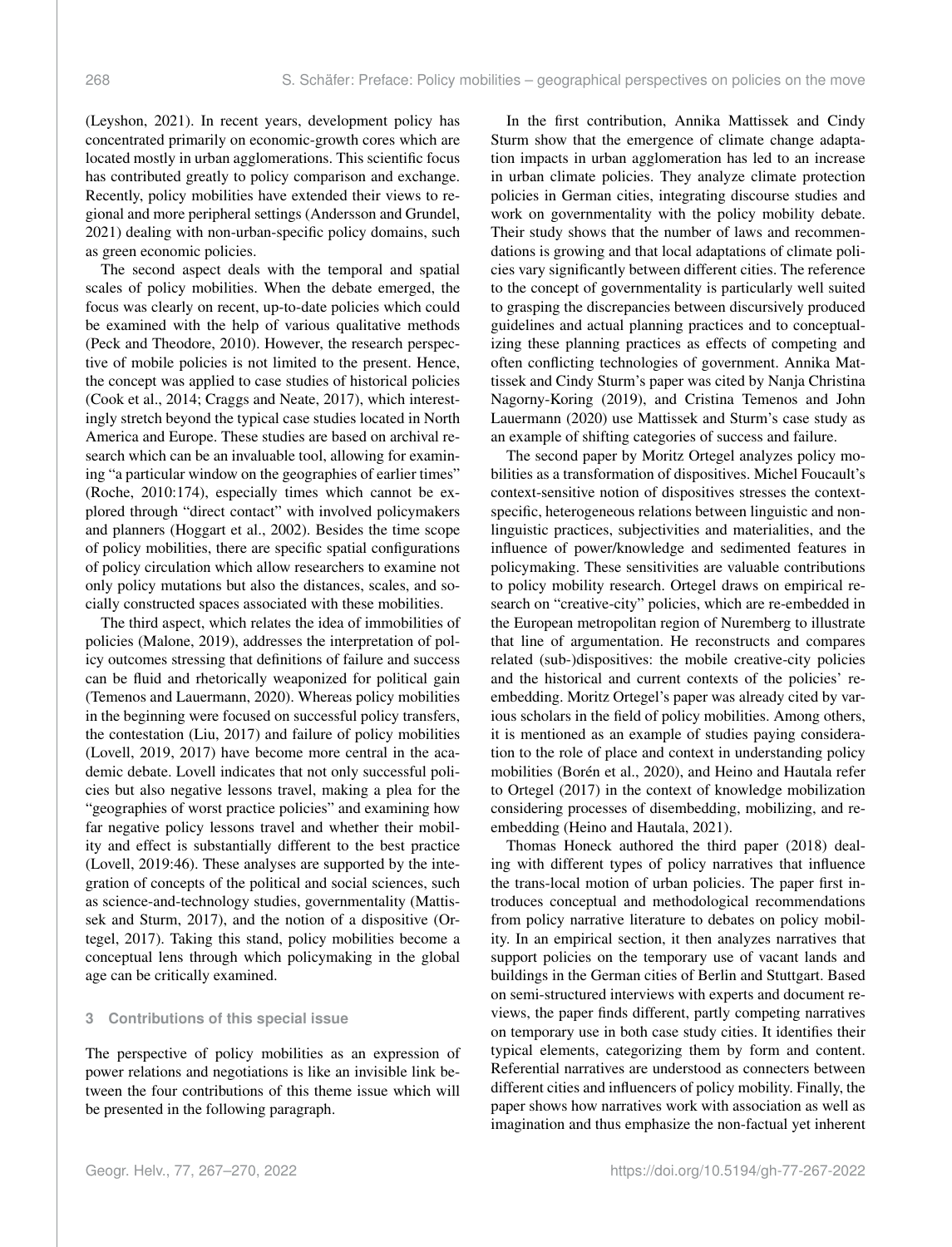(Leyshon, 2021). In recent years, development policy has concentrated primarily on economic-growth cores which are located mostly in urban agglomerations. This scientific focus has contributed greatly to policy comparison and exchange. Recently, policy mobilities have extended their views to regional and more peripheral settings (Andersson and Grundel, 2021) dealing with non-urban-specific policy domains, such as green economic policies.

The second aspect deals with the temporal and spatial scales of policy mobilities. When the debate emerged, the focus was clearly on recent, up-to-date policies which could be examined with the help of various qualitative methods (Peck and Theodore, 2010). However, the research perspective of mobile policies is not limited to the present. Hence, the concept was applied to case studies of historical policies (Cook et al., 2014; Craggs and Neate, 2017), which interestingly stretch beyond the typical case studies located in North America and Europe. These studies are based on archival research which can be an invaluable tool, allowing for examining "a particular window on the geographies of earlier times" (Roche, 2010:174), especially times which cannot be explored through "direct contact" with involved policymakers and planners (Hoggart et al., 2002). Besides the time scope of policy mobilities, there are specific spatial configurations of policy circulation which allow researchers to examine not only policy mutations but also the distances, scales, and socially constructed spaces associated with these mobilities.

The third aspect, which relates the idea of immobilities of policies (Malone, 2019), addresses the interpretation of policy outcomes stressing that definitions of failure and success can be fluid and rhetorically weaponized for political gain (Temenos and Lauermann, 2020). Whereas policy mobilities in the beginning were focused on successful policy transfers, the contestation (Liu, 2017) and failure of policy mobilities (Lovell, 2019, 2017) have become more central in the academic debate. Lovell indicates that not only successful policies but also negative lessons travel, making a plea for the "geographies of worst practice policies" and examining how far negative policy lessons travel and whether their mobility and effect is substantially different to the best practice (Lovell, 2019:46). These analyses are supported by the integration of concepts of the political and social sciences, such as science-and-technology studies, governmentality (Mattissek and Sturm, 2017), and the notion of a dispositive (Ortegel, 2017). Taking this stand, policy mobilities become a conceptual lens through which policymaking in the global age can be critically examined.

## 3 Contributions of this special issue

The perspective of policy mobilities as an expression of power relations and negotiations is like an invisible link between the four contributions of this theme issue which will be presented in the following paragraph.

In the first contribution, Annika Mattissek and Cindy Sturm show that the emergence of climate change adaptation impacts in urban agglomeration has led to an increase in urban climate policies. They analyze climate protection policies in German cities, integrating discourse studies and work on governmentality with the policy mobility debate. Their study shows that the number of laws and recommendations is growing and that local adaptations of climate policies vary significantly between different cities. The reference to the concept of governmentality is particularly well suited to grasping the discrepancies between discursively produced guidelines and actual planning practices and to conceptualizing these planning practices as effects of competing and often conflicting technologies of government. Annika Mattissek and Cindy Sturm's paper was cited by Nanja Christina Nagorny-Koring (2019), and Cristina Temenos and John Lauermann (2020) use Mattissek and Sturm's case study as an example of shifting categories of success and failure.

The second paper by Moritz Ortegel analyzes policy mobilities as a transformation of dispositives. Michel Foucault's context-sensitive notion of dispositives stresses the context-specific, heterogeneous relations between linguistic and non-linguistic practices, subjectivities and materialities, and the influence of power/knowledge and sedimented features in policymaking. These sensitivities are valuable contributions to policy mobility research. Ortegel draws on empirical research on "creative-city" policies, which are re-embedded in the European metropolitan region of Nuremberg to illustrate that line of argumentation. He reconstructs and compares related (sub-)dispositives: the mobile creative-city policies and the historical and current contexts of the policies' re-embedding. Moritz Ortegel's paper was already cited by various scholars in the field of policy mobilities. Among others, it is mentioned as an example of studies paying consideration to the role of place and context in understanding policy mobilities (Borén et al., 2020), and Heino and Hautala refer to Ortegel (2017) in the context of knowledge mobilization considering processes of disembedding, mobilizing, and re-embedding (Heino and Hautala, 2021).

Thomas Honeck authored the third paper (2018) dealing with different types of policy narratives that influence the trans-local motion of urban policies. The paper first introduces conceptual and methodological recommendations from policy narrative literature to debates on policy mobility. In an empirical section, it then analyzes narratives that support policies on the temporary use of vacant lands and buildings in the German cities of Berlin and Stuttgart. Based on semi-structured interviews with experts and document reviews, the paper finds different, partly competing narratives on temporary use in both case study cities. It identifies their typical elements, categorizing them by form and content. Referential narratives are understood as connecters between different cities and influencers of policy mobility. Finally, the paper shows how narratives work with association as well as imagination and thus emphasize the non-factual yet inherent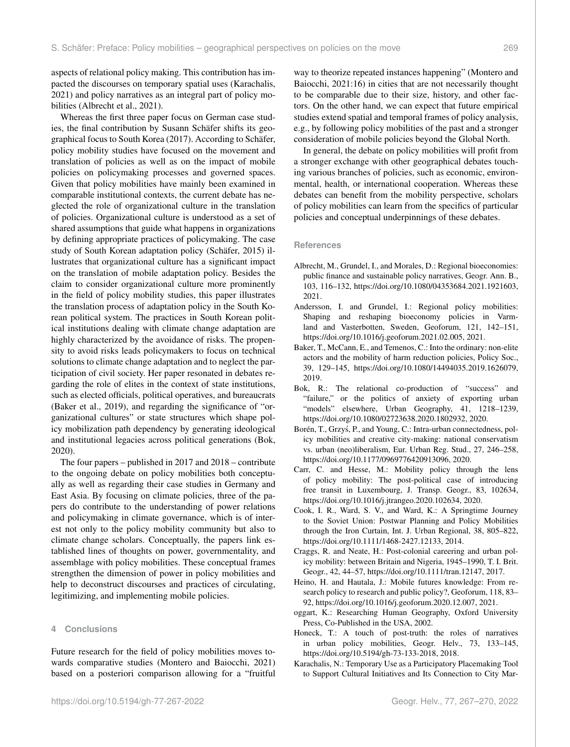aspects of relational policy making. This contribution has impacted the discourses on temporary spatial uses (Karachalis, 2021) and policy narratives as an integral part of policy mobilities (Albrecht et al., 2021).

Whereas the first three paper focus on German case studies, the final contribution by Susann Schäfer shifts its geographical focus to South Korea (2017). According to Schäfer, policy mobility studies have focused on the movement and translation of policies as well as on the impact of mobile policies on policymaking processes and governed spaces. Given that policy mobilities have mainly been examined in comparable institutional contexts, the current debate has neglected the role of organizational culture in the translation of policies. Organizational culture is understood as a set of shared assumptions that guide what happens in organizations by defining appropriate practices of policymaking. The case study of South Korean adaptation policy (Schäfer, 2015) illustrates that organizational culture has a significant impact on the translation of mobile adaptation policy. Besides the claim to consider organizational culture more prominently in the field of policy mobility studies, this paper illustrates the translation process of adaptation policy in the South Korean political system. The practices in South Korean political institutions dealing with climate change adaptation are highly characterized by the avoidance of risks. The propensity to avoid risks leads policymakers to focus on technical solutions to climate change adaptation and to neglect the participation of civil society. Her paper resonated in debates regarding the role of elites in the context of state institutions, such as elected officials, political operatives, and bureaucrats (Baker et al., 2019), and regarding the significance of "organizational cultures" or state structures which shape policy mobilization path dependency by generating ideological and institutional legacies across political generations (Bok, 2020).

The four papers – published in 2017 and 2018 – contribute to the ongoing debate on policy mobilities both conceptually as well as regarding their case studies in Germany and East Asia. By focusing on climate policies, three of the papers do contribute to the understanding of power relations and policymaking in climate governance, which is of interest not only to the policy mobility community but also to climate change scholars. Conceptually, the papers link established lines of thoughts on power, governmentality, and assemblage with policy mobilities. These conceptual frames strengthen the dimension of power in policy mobilities and help to deconstruct discourses and practices of circulating, legitimizing, and implementing mobile policies.

## 4 Conclusions

Future research for the field of policy mobilities moves towards comparative studies (Montero and Baiocchi, 2021) based on a posteriori comparison allowing for a "fruitful way to theorize repeated instances happening" (Montero and Baiocchi, 2021:16) in cities that are not necessarily thought to be comparable due to their size, history, and other factors. On the other hand, we can expect that future empirical studies extend spatial and temporal frames of policy analysis, e.g., by following policy mobilities of the past and a stronger consideration of mobile policies beyond the Global North.

In general, the debate on policy mobilities will profit from a stronger exchange with other geographical debates touching various branches of policies, such as economic, environmental, health, or international cooperation. Whereas these debates can benefit from the mobility perspective, scholars of policy mobilities can learn from the specifics of particular policies and conceptual underpinnings of these debates.

## References

Albrecht, M., Grundel, I., and Morales, D.: Regional bioeconomies: public finance and sustainable policy narratives, Geogr. Ann. B., 103, 116–132, https://doi.org/10.1080/04353684.2021.1921603, 2021.

Andersson, I. and Grundel, I.: Regional policy mobilities: Shaping and reshaping bioeconomy policies in Varmland and Vasterbotten, Sweden, Geoforum, 121, 142–151, https://doi.org/10.1016/j.geoforum.2021.02.005, 2021.

Baker, T., McCann, E., and Temenos, C.: Into the ordinary: non-elite actors and the mobility of harm reduction policies, Policy Soc., 39, 129–145, https://doi.org/10.1080/14494035.2019.1626079, 2019.

Bok, R.: The relational co-production of "success" and "failure," or the politics of anxiety of exporting urban "models" elsewhere, Urban Geography, 41, 1218–1239, https://doi.org/10.1080/02723638.2020.1802932, 2020.

Borén, T., Grzyś, P., and Young, C.: Intra-urban connectedness, policy mobilities and creative city-making: national conservatism vs. urban (neo)liberalism, Eur. Urban Reg. Stud., 27, 246–258, https://doi.org/10.1177/0969776420913096, 2020.

Carr, C. and Hesse, M.: Mobility policy through the lens of policy mobility: The post-political case of introducing free transit in Luxembourg, J. Transp. Geogr., 83, 102634, https://doi.org/10.1016/j.jtrangeo.2020.102634, 2020.

Cook, I. R., Ward, S. V., and Ward, K.: A Springtime Journey to the Soviet Union: Postwar Planning and Policy Mobilities through the Iron Curtain, Int. J. Urban Regional, 38, 805–822, https://doi.org/10.1111/1468-2427.12133, 2014.

Craggs, R. and Neate, H.: Post-colonial careering and urban policy mobility: between Britain and Nigeria, 1945–1990, T. I. Brit. Geogr., 42, 44–57, https://doi.org/10.1111/tran.12147, 2017.

Heino, H. and Hautala, J.: Mobile futures knowledge: From research policy to research and public policy?, Geoforum, 118, 83–92, https://doi.org/10.1016/j.geoforum.2020.12.007, 2021.

oggart, K.: Researching Human Geography, Oxford University Press, Co-Published in the USA, 2002.

Honeck, T.: A touch of post-truth: the roles of narratives in urban policy mobilities, Geogr. Helv., 73, 133–145, https://doi.org/10.5194/gh-73-133-2018, 2018.

Karachalis, N.: Temporary Use as a Participatory Placemaking Tool to Support Cultural Initiatives and Its Connection to City Mar-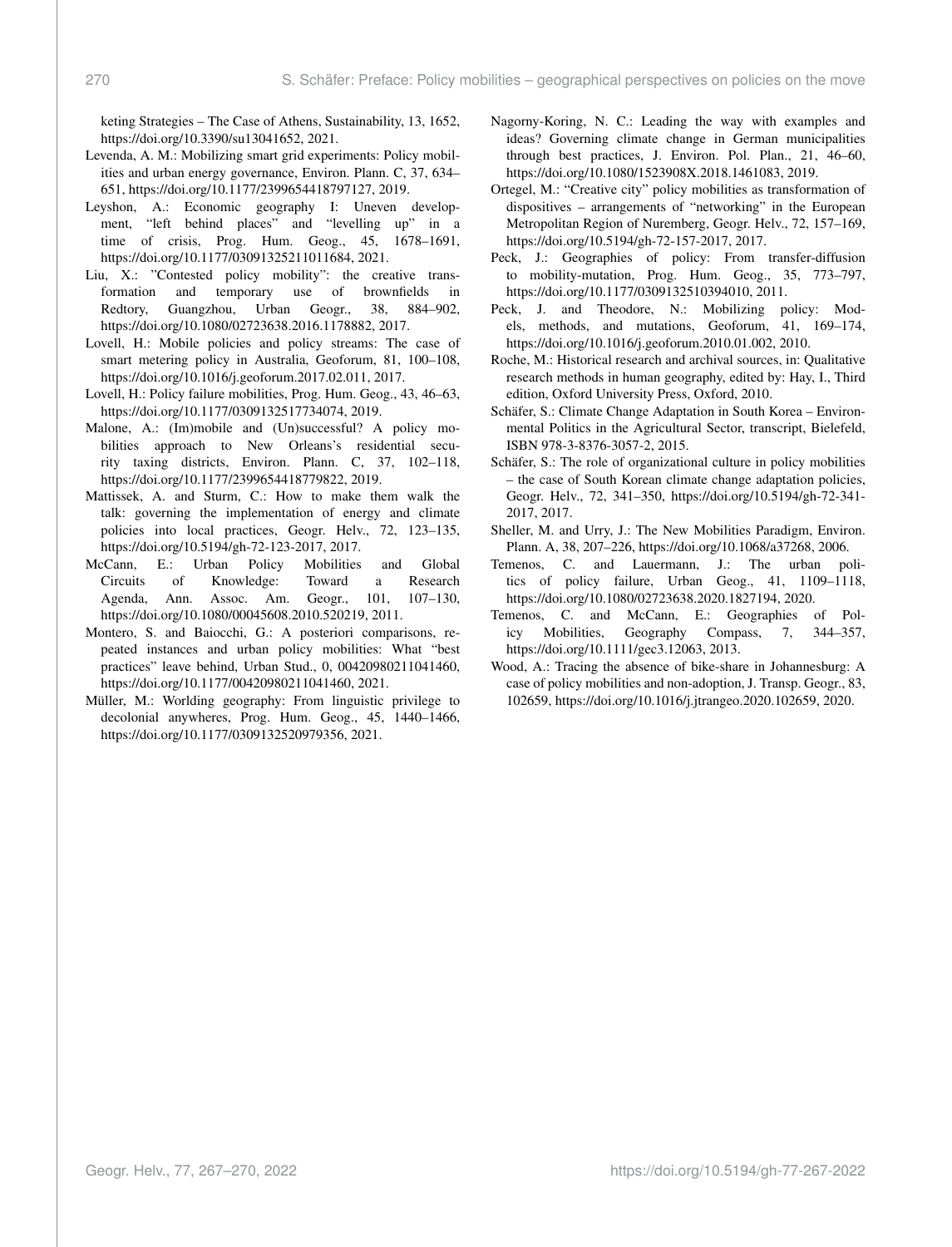keting Strategies – The Case of Athens, Sustainability, 13, 1652, https://doi.org/10.3390/su13041652, 2021.

Levenda, A. M.: Mobilizing smart grid experiments: Policy mobilities and urban energy governance, Environ. Plann. C, 37, 634–651, https://doi.org/10.1177/2399654418797127, 2019.

Leyshon, A.: Economic geography I: Uneven development, "left behind places" and "levelling up" in a time of crisis, Prog. Hum. Geog., 45, 1678–1691, https://doi.org/10.1177/03091325211011684, 2021.

Liu, X.: "Contested policy mobility": the creative transformation and temporary use of brownfields in Redtory, Guangzhou, Urban Geogr., 38, 884–902, https://doi.org/10.1080/02723638.2016.1178882, 2017.

Lovell, H.: Mobile policies and policy streams: The case of smart metering policy in Australia, Geoforum, 81, 100–108, https://doi.org/10.1016/j.geoforum.2017.02.011, 2017.

Lovell, H.: Policy failure mobilities, Prog. Hum. Geog., 43, 46–63, https://doi.org/10.1177/0309132517734074, 2019.

Malone, A.: (Im)mobile and (Un)successful? A policy mobilities approach to New Orleans's residential security taxing districts, Environ. Plann. C, 37, 102–118, https://doi.org/10.1177/2399654418779822, 2019.

Mattissek, A. and Sturm, C.: How to make them walk the talk: governing the implementation of energy and climate policies into local practices, Geogr. Helv., 72, 123–135, https://doi.org/10.5194/gh-72-123-2017, 2017.

McCann, E.: Urban Policy Mobilities and Global Circuits of Knowledge: Toward a Research Agenda, Ann. Assoc. Am. Geogr., 101, 107–130, https://doi.org/10.1080/00045608.2010.520219, 2011.

Montero, S. and Baiocchi, G.: A posteriori comparisons, repeated instances and urban policy mobilities: What "best practices" leave behind, Urban Stud., 0, 00420980211041460, https://doi.org/10.1177/00420980211041460, 2021.

Müller, M.: Worlding geography: From linguistic privilege to decolonial anywheres, Prog. Hum. Geog., 45, 1440–1466, https://doi.org/10.1177/0309132520979356, 2021.

Nagorny-Koring, N. C.: Leading the way with examples and ideas? Governing climate change in German municipalities through best practices, J. Environ. Pol. Plan., 21, 46–60, https://doi.org/10.1080/1523908X.2018.1461083, 2019.

Ortegel, M.: "Creative city" policy mobilities as transformation of dispositives – arrangements of "networking" in the European Metropolitan Region of Nuremberg, Geogr. Helv., 72, 157–169, https://doi.org/10.5194/gh-72-157-2017, 2017.

Peck, J.: Geographies of policy: From transfer-diffusion to mobility-mutation, Prog. Hum. Geog., 35, 773–797, https://doi.org/10.1177/0309132510394010, 2011.

Peck, J. and Theodore, N.: Mobilizing policy: Models, methods, and mutations, Geoforum, 41, 169–174, https://doi.org/10.1016/j.geoforum.2010.01.002, 2010.

Roche, M.: Historical research and archival sources, in: Qualitative research methods in human geography, edited by: Hay, I., Third edition, Oxford University Press, Oxford, 2010.

Schäfer, S.: Climate Change Adaptation in South Korea – Environmental Politics in the Agricultural Sector, transcript, Bielefeld, ISBN 978-3-8376-3057-2, 2015.

Schäfer, S.: The role of organizational culture in policy mobilities – the case of South Korean climate change adaptation policies, Geogr. Helv., 72, 341–350, https://doi.org/10.5194/gh-72-341-2017, 2017.

Sheller, M. and Urry, J.: The New Mobilities Paradigm, Environ. Plann. A, 38, 207–226, https://doi.org/10.1068/a37268, 2006.

Temenos, C. and Lauermann, J.: The urban politics of policy failure, Urban Geog., 41, 1109–1118, https://doi.org/10.1080/02723638.2020.1827194, 2020.

Temenos, C. and McCann, E.: Geographies of Policy Mobilities, Geography Compass, 7, 344–357, https://doi.org/10.1111/gec3.12063, 2013.

Wood, A.: Tracing the absence of bike-share in Johannesburg: A case of policy mobilities and non-adoption, J. Transp. Geogr., 83, 102659, https://doi.org/10.1016/j.jtrangeo.2020.102659, 2020.